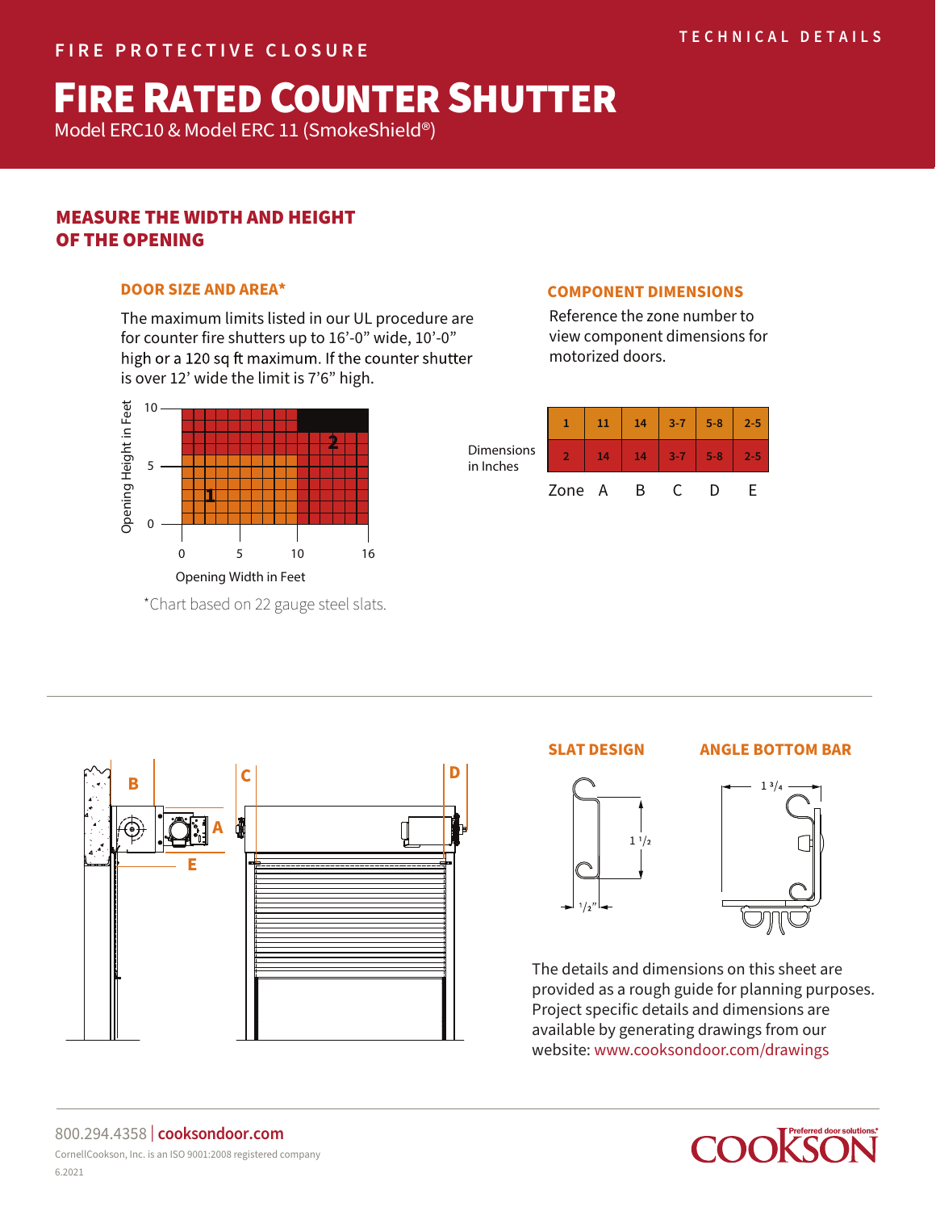FIRE PROTECTIVE CLOSURE

TECHNICAL DETAILS

# FIRE RATED COUNTER SHUTTER

Model ERC10 & Model ERC 11 (SmokeShield®)

## MEASURE THE WIDTH AND HEIGHT OF THE OPENING

### DOOR SIZE AND AREA*

The maximum limits listed in our UL procedure are for counter fire shutters up to 16'-0" wide, 10'-0" high or a 120 sq ft maximum. If the counter shutter is over 12' wide the limit is 7'6" high.

*Chart based on 22 gauge steel slats.

### COMPONENT DIMENSIONS

Reference the zone number to view component dimensions for motorized doors.

Dimensions in Inches

| Zone | A | B | C | D | E |
|---|---|---|---|---|---|
| 1 | 11 | 14 | 3-7 | 5-8 | 2-5 |
| 2 | 14 | 14 | 3-7 | 5-8 | 2-5 |

### SLAT DESIGN

### ANGLE BOTTOM BAR

The details and dimensions on this sheet are provided as a rough guide for planning purposes. Project specific details and dimensions are available by generating drawings from our website: www.cooksondoor.com/drawings

800.294.4358 | cooksondoor.com

CornellCookson, Inc. is an ISO 9001:2008 registered company

6.2021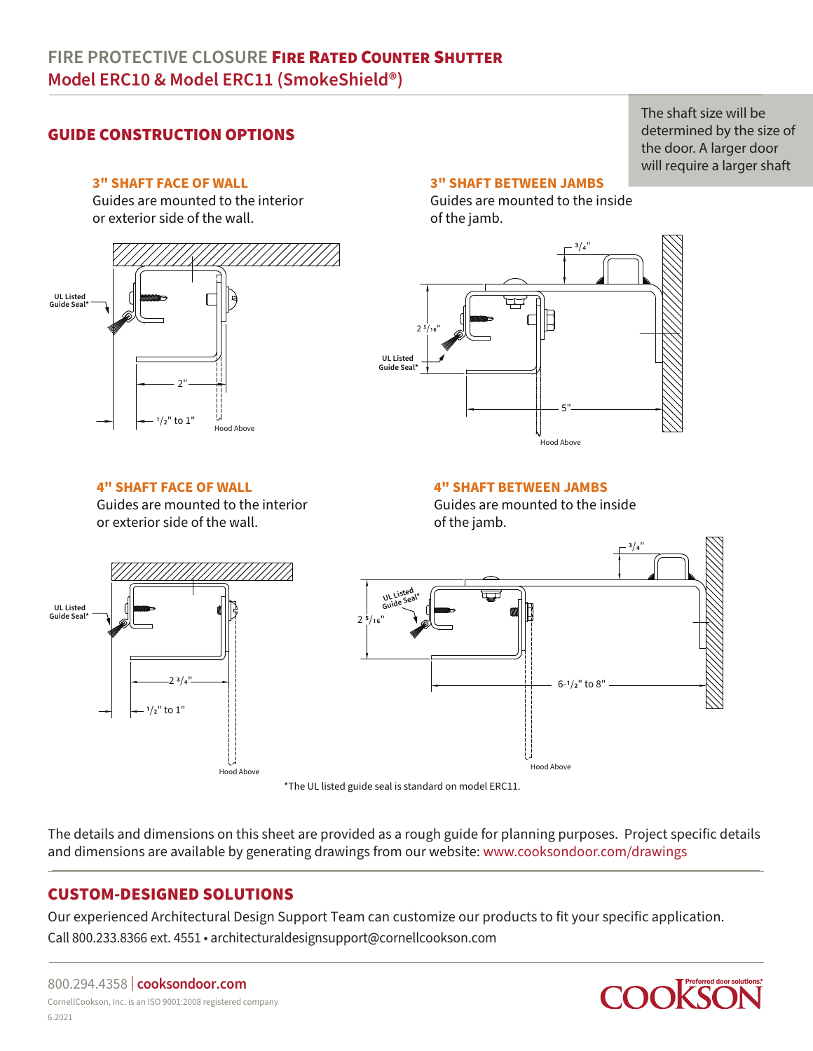# FIRE PROTECTIVE CLOSURE **FIRE RATED COUNTER SHUTTER**
## Model ERC10 & Model ERC11 (SmokeShield®)

The shaft size will be determined by the size of the door. A larger door will require a larger shaft

## GUIDE CONSTRUCTION OPTIONS

### 3" SHAFT FACE OF WALL

Guides are mounted to the interior or exterior side of the wall.

UL Listed Guide Seal*

2"

1/2" to 1"

Hood Above

### 3" SHAFT BETWEEN JAMBS

Guides are mounted to the inside of the jamb.

3/4"

2 5/16"

UL Listed Guide Seal*

5"

Hood Above

### 4" SHAFT FACE OF WALL

Guides are mounted to the interior or exterior side of the wall.

UL Listed Guide Seal*

2 3/4"

1/2" to 1"

Hood Above

### 4" SHAFT BETWEEN JAMBS

Guides are mounted to the inside of the jamb.

3/4"

UL Listed Guide Seal*

2 5/16"

6-1/2" to 8"

Hood Above

*The UL listed guide seal is standard on model ERC11.

The details and dimensions on this sheet are provided as a rough guide for planning purposes. Project specific details and dimensions are available by generating drawings from our website: www.cooksondoor.com/drawings

## CUSTOM-DESIGNED SOLUTIONS

Our experienced Architectural Design Support Team can customize our products to fit your specific application.
Call 800.233.8366 ext. 4551 • architecturaldesignsupport@cornellcookson.com

800.294.4358 | cooksondoor.com
CornellCookson, Inc. is an ISO 9001:2008 registered company
6.2021

COOKSON Preferred door solutions.®